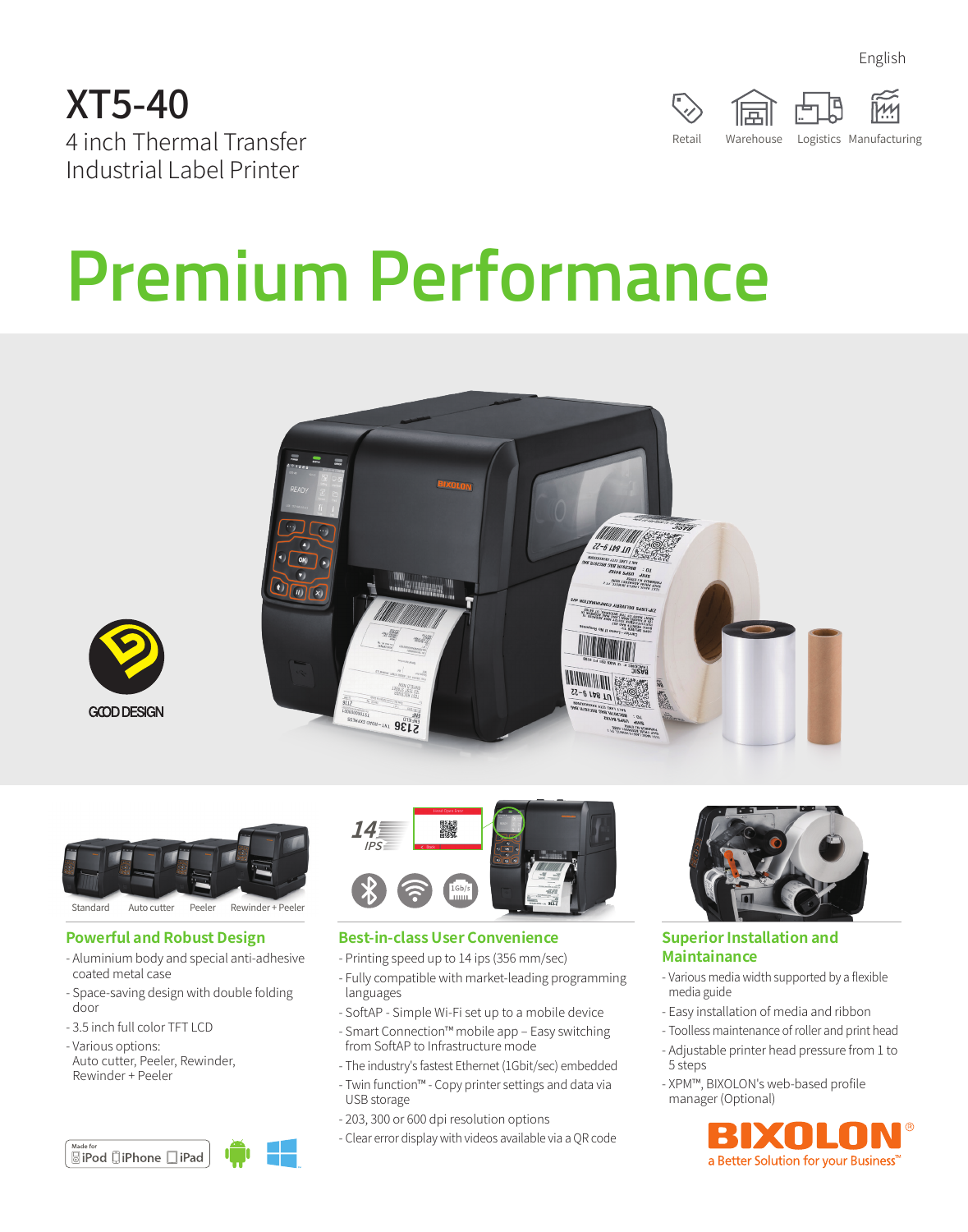English

# XT5-40

4 inch Thermal Transfer Industrial Label Printer

Retail Warehouse Logistics Manufacturing

# Premium Performance

GOOD DESIGN

Standard Auto cutter Peeler Rewinder + Peeler

## Powerful and Robust Design

- Aluminium body and special anti-adhesive coated metal case
- Space-saving design with double folding door
- 3.5 inch full color TFT LCD
- Various options: Auto cutter, Peeler, Rewinder, Rewinder + Peeler

## Best-in-class User Convenience

- Printing speed up to 14 ips (356 mm/sec)
- Fully compatible with market-leading programming languages
- SoftAP - Simple Wi-Fi set up to a mobile device
- Smart Connection™ mobile app – Easy switching from SoftAP to Infrastructure mode
- The industry's fastest Ethernet (1Gbit/sec) embedded
- Twin function™ - Copy printer settings and data via USB storage
- 203, 300 or 600 dpi resolution options
- Clear error display with videos available via a QR code

## Superior Installation and Maintainance

- Various media width supported by a flexible media guide
- Easy installation of media and ribbon
- Toolless maintenance of roller and print head
- Adjustable printer head pressure from 1 to 5 steps
- XPM™, BIXOLON's web-based profile manager (Optional)

Made for iPod iPhone iPad

BIXOLON®
a Better Solution for your Business™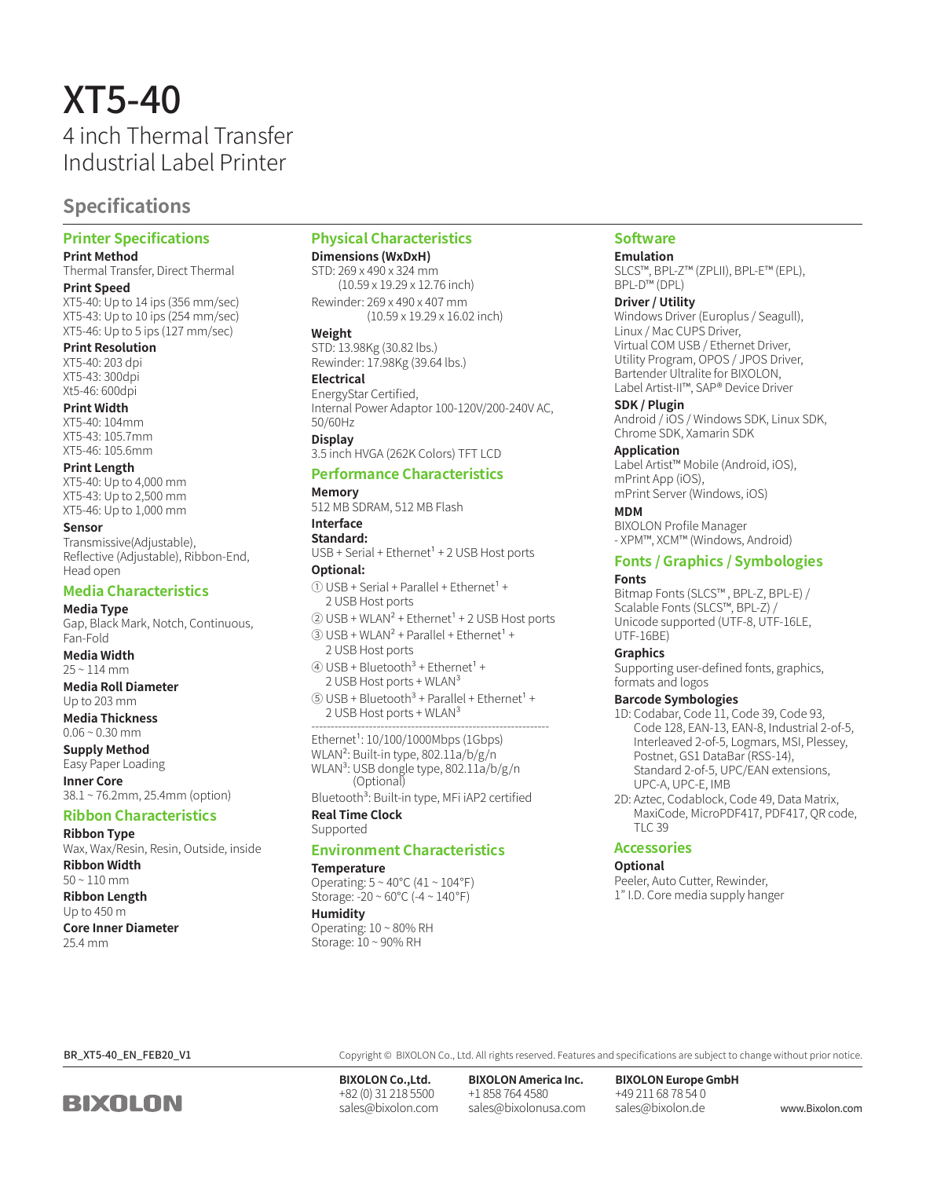# XT5-40

4 inch Thermal Transfer
Industrial Label Printer

## Specifications

### Printer Specifications

**Print Method**
Thermal Transfer, Direct Thermal

**Print Speed**
XT5-40: Up to 14 ips (356 mm/sec)
XT5-43: Up to 10 ips (254 mm/sec)
XT5-46: Up to 5 ips (127 mm/sec)

**Print Resolution**
XT5-40: 203 dpi
XT5-43: 300dpi
Xt5-46: 600dpi

**Print Width**
XT5-40: 104mm
XT5-43: 105.7mm
XT5-46: 105.6mm

**Print Length**
XT5-40: Up to 4,000 mm
XT5-43: Up to 2,500 mm
XT5-46: Up to 1,000 mm

**Sensor**
Transmissive(Adjustable), Reflective (Adjustable), Ribbon-End, Head open

### Media Characteristics

**Media Type**
Gap, Black Mark, Notch, Continuous, Fan-Fold

**Media Width**
25 ~ 114 mm

**Media Roll Diameter**
Up to 203 mm

**Media Thickness**
0.06 ~ 0.30 mm

**Supply Method**
Easy Paper Loading

**Inner Core**
38.1 ~ 76.2mm, 25.4mm (option)

### Ribbon Characteristics

**Ribbon Type**
Wax, Wax/Resin, Resin, Outside, inside

**Ribbon Width**
50 ~ 110 mm

**Ribbon Length**
Up to 450 m

**Core Inner Diameter**
25.4 mm

### Physical Characteristics

**Dimensions (WxDxH)**
STD: 269 x 490 x 324 mm
(10.59 x 19.29 x 12.76 inch)
Rewinder: 269 x 490 x 407 mm
(10.59 x 19.29 x 16.02 inch)

**Weight**
STD: 13.98Kg (30.82 lbs.)
Rewinder: 17.98Kg (39.64 lbs.)

**Electrical**
EnergyStar Certified,
Internal Power Adaptor 100-120V/200-240V AC, 50/60Hz

**Display**
3.5 inch HVGA (262K Colors) TFT LCD

### Performance Characteristics

**Memory**
512 MB SDRAM, 512 MB Flash

**Interface**

**Standard:**
USB + Serial + Ethernet[1] + 2 USB Host ports

**Optional:**
① USB + Serial + Parallel + Ethernet[1] + 2 USB Host ports
② USB + WLAN[2] + Ethernet[1] + 2 USB Host ports
③ USB + WLAN[2] + Parallel + Ethernet[1] + 2 USB Host ports
④ USB + Bluetooth[3] + Ethernet[1] + 2 USB Host ports + WLAN[3]
⑤ USB + Bluetooth[3] + Parallel + Ethernet[1] + 2 USB Host ports + WLAN[3]

---

Ethernet[1]: 10/100/1000Mbps (1Gbps)
WLAN[2]: Built-in type, 802.11a/b/g/n
WLAN[3]: USB dongle type, 802.11a/b/g/n (Optional)
Bluetooth[3]: Built-in type, MFi iAP2 certified

**Real Time Clock**
Supported

### Environment Characteristics

**Temperature**
Operating: 5 ~ 40°C (41 ~ 104°F)
Storage: -20 ~ 60°C (-4 ~ 140°F)

**Humidity**
Operating: 10 ~ 80% RH
Storage: 10 ~ 90% RH

### Software

**Emulation**
SLCS™, BPL-Z™ (ZPLII), BPL-E™ (EPL), BPL-D™ (DPL)

**Driver / Utility**
Windows Driver (Europlus / Seagull), Linux / Mac CUPS Driver, Virtual COM USB / Ethernet Driver, Utility Program, OPOS / JPOS Driver, Bartender Ultralite for BIXOLON, Label Artist-II™, SAP® Device Driver

**SDK / Plugin**
Android / iOS / Windows SDK, Linux SDK, Chrome SDK, Xamarin SDK

**Application**
Label Artist™ Mobile (Android, iOS), mPrint App (iOS), mPrint Server (Windows, iOS)

**MDM**
BIXOLON Profile Manager
- XPM™, XCM™ (Windows, Android)

### Fonts / Graphics / Symbologies

**Fonts**
Bitmap Fonts (SLCS™ , BPL-Z, BPL-E) / Scalable Fonts (SLCS™, BPL-Z) / Unicode supported (UTF-8, UTF-16LE, UTF-16BE)

**Graphics**
Supporting user-defined fonts, graphics, formats and logos

**Barcode Symbologies**
1D: Codabar, Code 11, Code 39, Code 93, Code 128, EAN-13, EAN-8, Industrial 2-of-5, Interleaved 2-of-5, Logmars, MSI, Plessey, Postnet, GS1 DataBar (RSS-14), Standard 2-of-5, UPC/EAN extensions, UPC-A, UPC-E, IMB
2D: Aztec, Codablock, Code 49, Data Matrix, MaxiCode, MicroPDF417, PDF417, QR code, TLC 39

### Accessories

**Optional**
Peeler, Auto Cutter, Rewinder, 1" I.D. Core media supply hanger

BR_XT5-40_EN_FEB20_V1

Copyright © BIXOLON Co., Ltd. All rights reserved. Features and specifications are subject to change without prior notice.

BIXOLON

**BIXOLON Co.,Ltd.**
+82 (0) 31 218 5500
sales@bixolon.com

**BIXOLON America Inc.**
+1 858 764 4580
sales@bixolonusa.com

**BIXOLON Europe GmbH**
+49 211 68 78 54 0
sales@bixolon.de

www.Bixolon.com